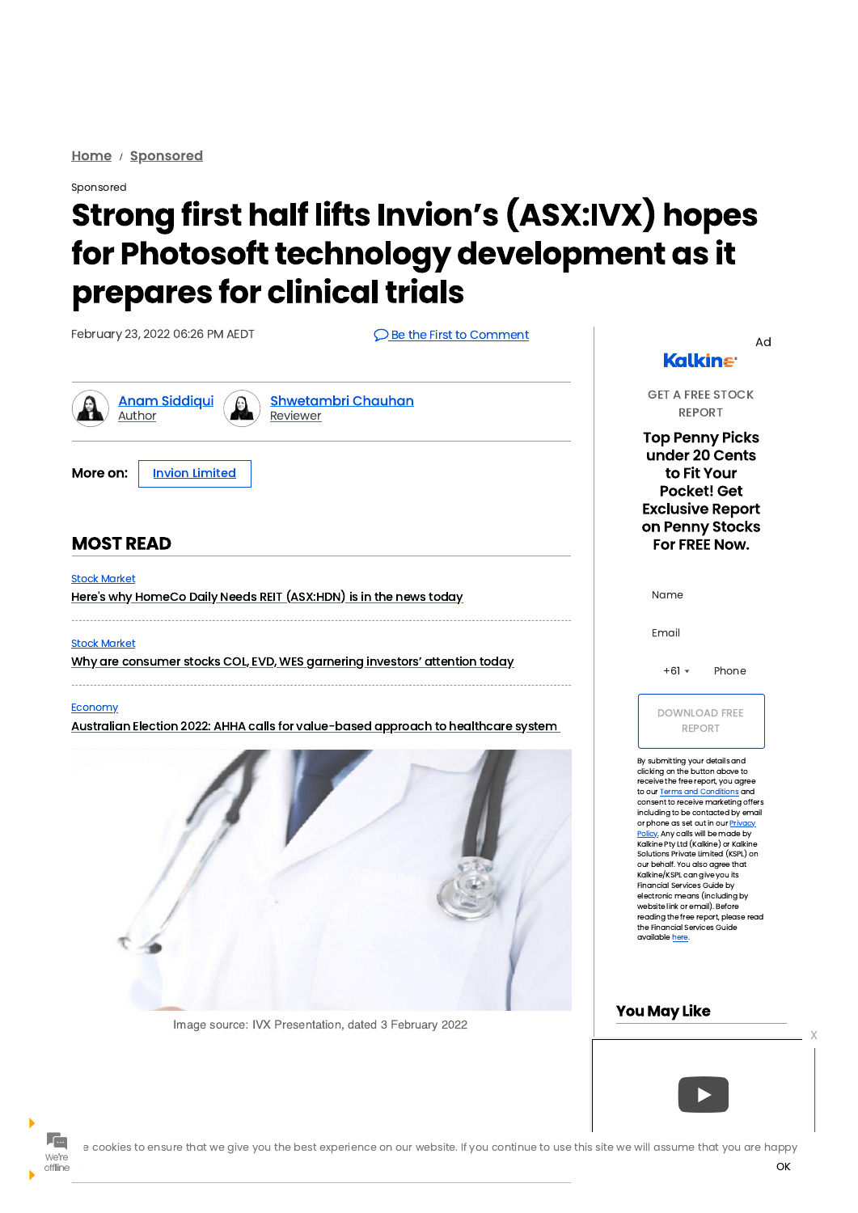Home / Sponsored

Sponsored

# Strong first half lifts Invion's (ASX:IVX) hopes for Photosoft technology development as it prepares for clinical trials

February 23, 2022 06:26 PM AEDT

Be the First to Comment

Anam Siddiqui
Author

Shwetambri Chauhan
Reviewer

**More on:** Invion Limited

## MOST READ

Stock Market
Here's why HomeCo Daily Needs REIT (ASX:HDN) is in the news today

Stock Market
Why are consumer stocks COL, EVD, WES garnering investors' attention today

Economy
Australian Election 2022: AHHA calls for value-based approach to healthcare system

Image source: IVX Presentation, dated 3 February 2022

Ad

Kalkine

GET A FREE STOCK REPORT

**Top Penny Picks under 20 Cents to Fit Your Pocket! Get Exclusive Report on Penny Stocks For FREE Now.**

Name

Email

+61 Phone

DOWNLOAD FREE REPORT

By submitting your details and clicking on the button above to receive the free report, you agree to our Terms and Conditions and consent to receive marketing offers including to be contacted by email or phone as set out in our Privacy Policy. Any calls will be made by Kalkine Pty Ltd (Kalkine) or Kalkine Solutions Private Limited (KSPL) on our behalf. You also agree that Kalkine/KSPL can give you its Financial Services Guide by electronic means (including by website link or email). Before reading the free report, please read the Financial Services Guide available here.

## You May Like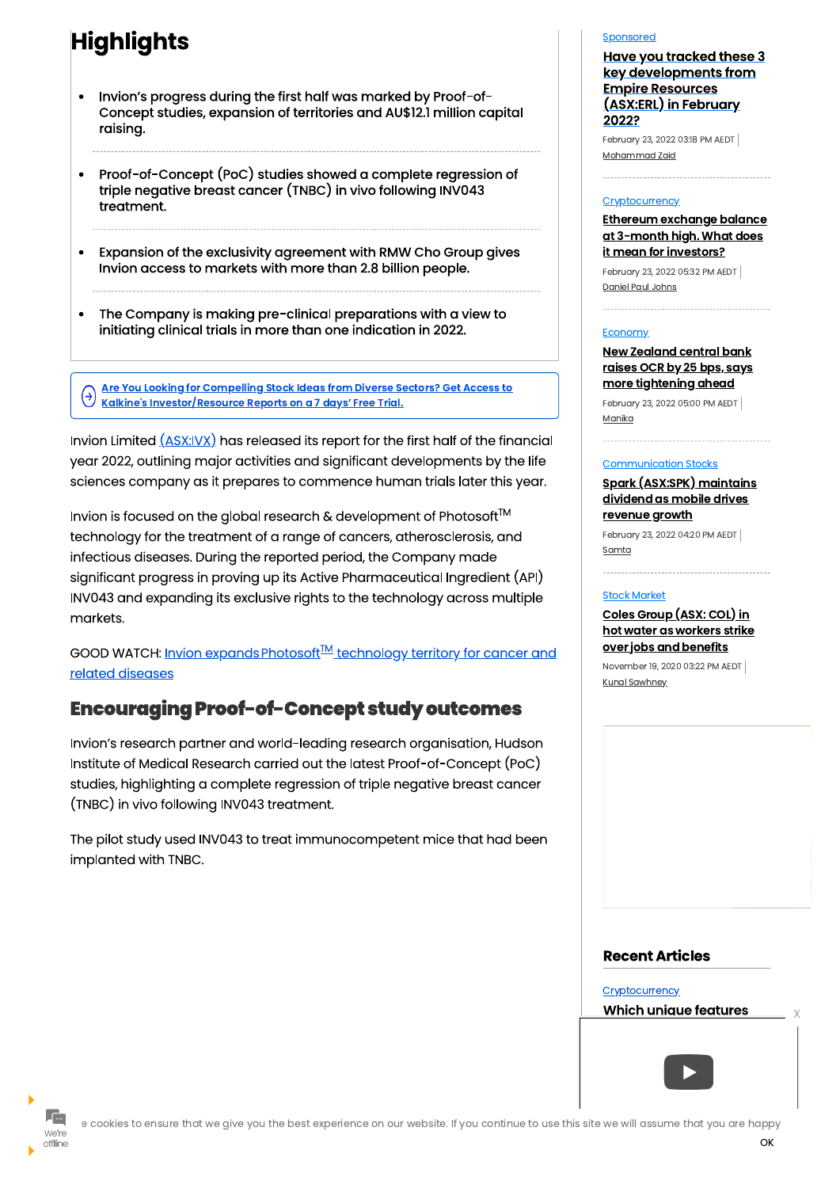## Highlights

- Invion's progress during the first half was marked by Proof-of-Concept studies, expansion of territories and AU$12.1 million capital raising.
- Proof-of-Concept (PoC) studies showed a complete regression of triple negative breast cancer (TNBC) in vivo following INV043 treatment.
- Expansion of the exclusivity agreement with RMW Cho Group gives Invion access to markets with more than 2.8 billion people.
- The Company is making pre-clinical preparations with a view to initiating clinical trials in more than one indication in 2022.

Are You Looking for Compelling Stock Ideas from Diverse Sectors? Get Access to Kalkine's Investor/Resource Reports on a 7 days' Free Trial.

Invion Limited (ASX:IVX) has released its report for the first half of the financial year 2022, outlining major activities and significant developments by the life sciences company as it prepares to commence human trials later this year.

Invion is focused on the global research & development of Photosoft™ technology for the treatment of a range of cancers, atherosclerosis, and infectious diseases. During the reported period, the Company made significant progress in proving up its Active Pharmaceutical Ingredient (API) INV043 and expanding its exclusive rights to the technology across multiple markets.

GOOD WATCH: Invion expands Photosoft™ technology territory for cancer and related diseases

## Encouraging Proof-of-Concept study outcomes

Invion's research partner and world-leading research organisation, Hudson Institute of Medical Research carried out the latest Proof-of-Concept (PoC) studies, highlighting a complete regression of triple negative breast cancer (TNBC) in vivo following INV043 treatment.

The pilot study used INV043 to treat immunocompetent mice that had been implanted with TNBC.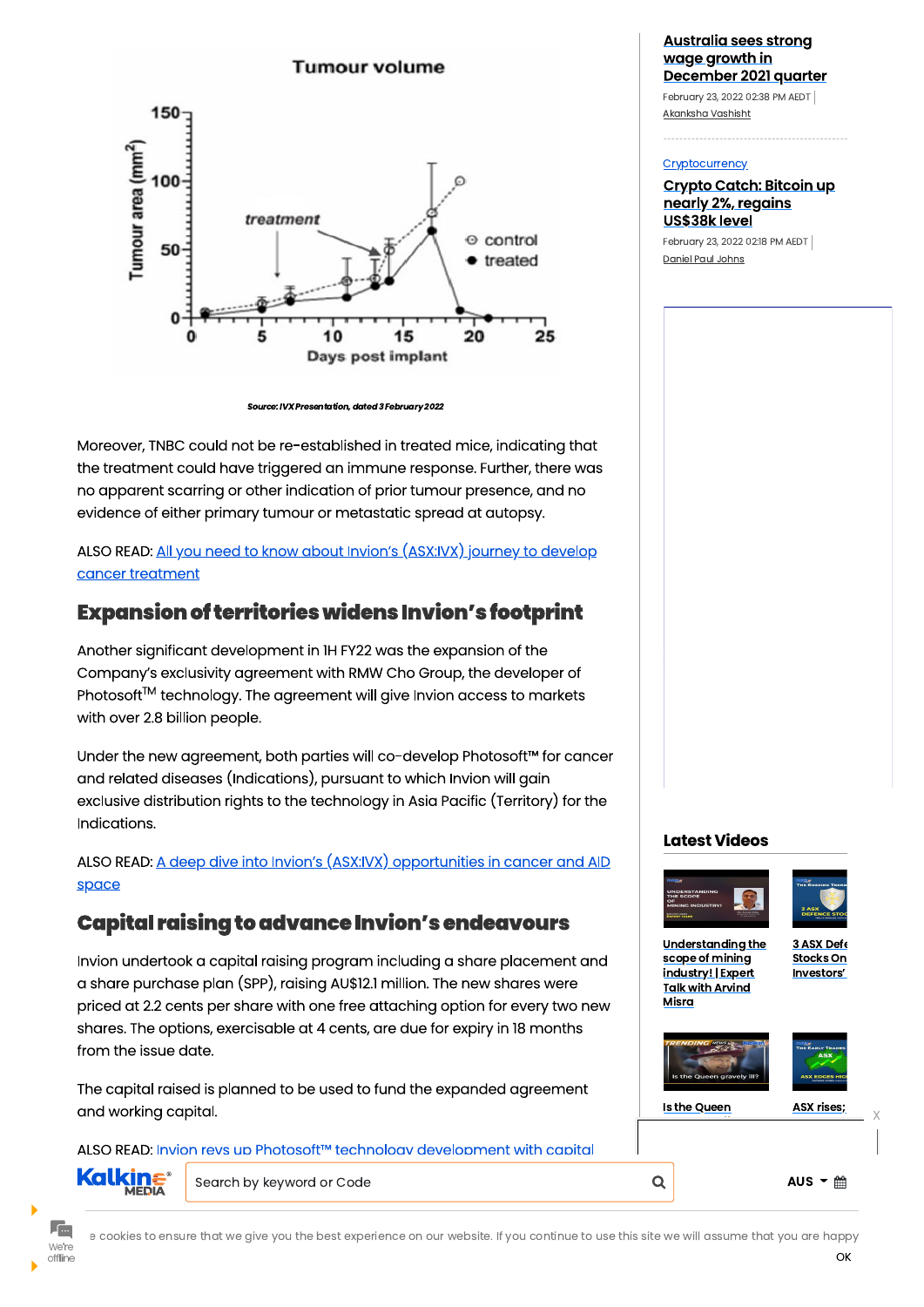Source: IVX Presentation, dated 3 February 2022

Moreover, TNBC could not be re-established in treated mice, indicating that the treatment could have triggered an immune response. Further, there was no apparent scarring or other indication of prior tumour presence, and no evidence of either primary tumour or metastatic spread at autopsy.

ALSO READ: All you need to know about Invion's (ASX:IVX) journey to develop cancer treatment

## Expansion of territories widens Invion's footprint

Another significant development in 1H FY22 was the expansion of the Company's exclusivity agreement with RMW Cho Group, the developer of Photosoft™ technology. The agreement will give Invion access to markets with over 2.8 billion people.

Under the new agreement, both parties will co-develop Photosoft™ for cancer and related diseases (Indications), pursuant to which Invion will gain exclusive distribution rights to the technology in Asia Pacific (Territory) for the Indications.

ALSO READ: A deep dive into Invion's (ASX:IVX) opportunities in cancer and AID space

## Capital raising to advance Invion's endeavours

Invion undertook a capital raising program including a share placement and a share purchase plan (SPP), raising AU$12.1 million. The new shares were priced at 2.2 cents per share with one free attaching option for every two new shares. The options, exercisable at 4 cents, are due for expiry in 18 months from the issue date.

The capital raised is planned to be used to fund the expanded agreement and working capital.

ALSO READ: Invion revs up Photosoft™ technology development with capital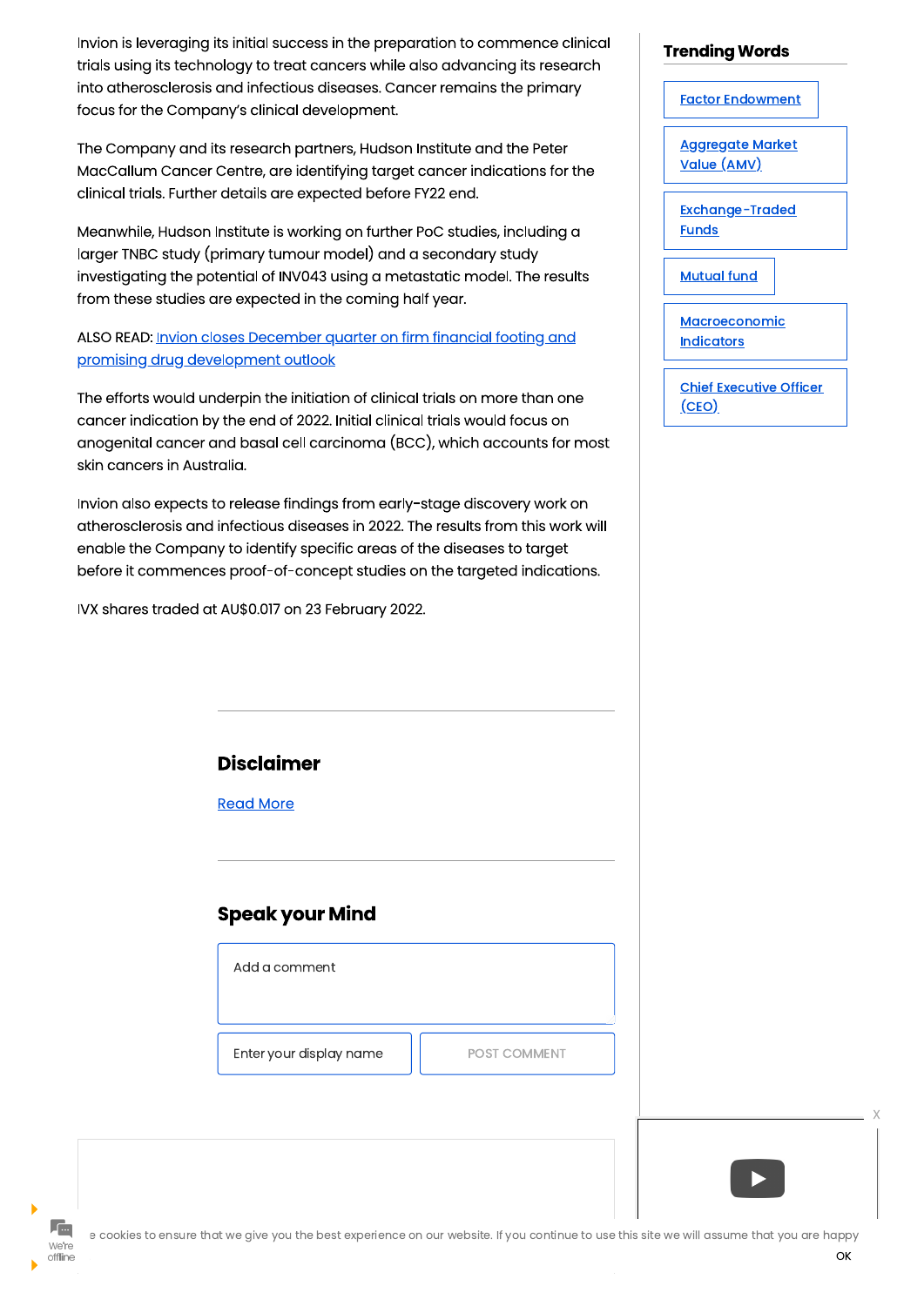Invion is leveraging its initial success in the preparation to commence clinical trials using its technology to treat cancers while also advancing its research into atherosclerosis and infectious diseases. Cancer remains the primary focus for the Company's clinical development.

The Company and its research partners, Hudson Institute and the Peter MacCallum Cancer Centre, are identifying target cancer indications for the clinical trials. Further details are expected before FY22 end.

Meanwhile, Hudson Institute is working on further PoC studies, including a larger TNBC study (primary tumour model) and a secondary study investigating the potential of INV043 using a metastatic model. The results from these studies are expected in the coming half year.

ALSO READ: Invion closes December quarter on firm financial footing and promising drug development outlook

The efforts would underpin the initiation of clinical trials on more than one cancer indication by the end of 2022. Initial clinical trials would focus on anogenital cancer and basal cell carcinoma (BCC), which accounts for most skin cancers in Australia.

Invion also expects to release findings from early-stage discovery work on atherosclerosis and infectious diseases in 2022. The results from this work will enable the Company to identify specific areas of the diseases to target before it commences proof-of-concept studies on the targeted indications.

IVX shares traded at AU$0.017 on 23 February 2022.

## Disclaimer

Read More

## Speak your Mind

Add a comment

Enter your display name

POST COMMENT

## Trending Words

- Factor Endowment
- Aggregate Market Value (AMV)
- Exchange-Traded Funds
- Mutual fund
- Macroeconomic Indicators
- Chief Executive Officer (CEO)

We're offline

e cookies to ensure that we give you the best experience on our website. If you continue to use this site we will assume that you are happy

OK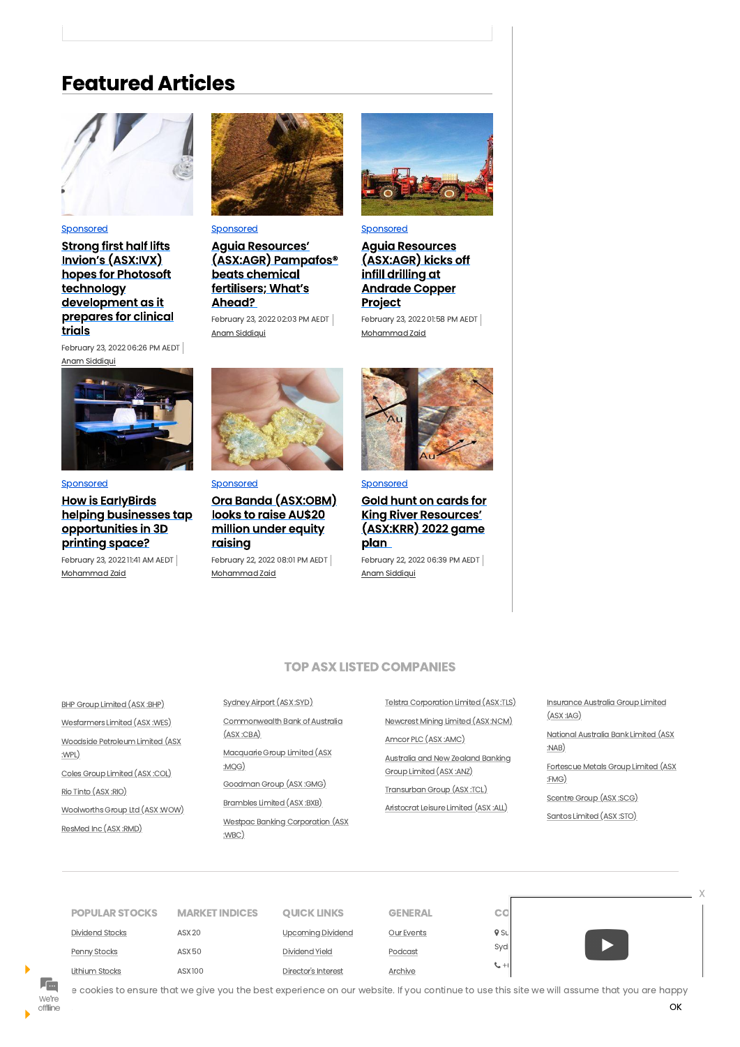## Featured Articles

Sponsored

**Strong first half lifts Invion's (ASX:IVX) hopes for Photosoft technology development as it prepares for clinical trials**

February 23, 2022 06:26 PM AEDT | Anam Siddiqui

Sponsored

**Aguia Resources' (ASX:AGR) Pampafos® beats chemical fertilisers; What's Ahead?**

February 23, 2022 02:03 PM AEDT | Anam Siddiqui

Sponsored

**Aguia Resources (ASX:AGR) kicks off infill drilling at Andrade Copper Project**

February 23, 2022 01:58 PM AEDT | Mohammad Zaid

Sponsored

**How is EarlyBirds helping businesses tap opportunities in 3D printing space?**

February 23, 2022 11:41 AM AEDT | Mohammad Zaid

Sponsored

**Ora Banda (ASX:OBM) looks to raise AU$20 million under equity raising**

February 22, 2022 08:01 PM AEDT | Mohammad Zaid

Sponsored

**Gold hunt on cards for King River Resources' (ASX:KRR) 2022 game plan**

February 22, 2022 06:39 PM AEDT | Anam Siddiqui

## TOP ASX LISTED COMPANIES

- BHP Group Limited (ASX :BHP)
- Wesfarmers Limited (ASX :WES)
- Woodside Petroleum Limited (ASX :WPL)
- Coles Group Limited (ASX :COL)
- Rio Tinto (ASX :RIO)
- Woolworths Group Ltd (ASX :WOW)
- ResMed Inc (ASX :RMD)
- Sydney Airport (ASX :SYD)
- Commonwealth Bank of Australia (ASX :CBA)
- Macquarie Group Limited (ASX :MQG)
- Goodman Group (ASX :GMG)
- Brambles Limited (ASX :BXB)
- Westpac Banking Corporation (ASX :WBC)
- Telstra Corporation Limited (ASX :TLS)
- Newcrest Mining Limited (ASX :NCM)
- Amcor PLC (ASX :AMC)
- Australia and New Zealand Banking Group Limited (ASX :ANZ)
- Transurban Group (ASX :TCL)
- Aristocrat Leisure Limited (ASX :ALL)
- Insurance Australia Group Limited (ASX :IAG)
- National Australia Bank Limited (ASX :NAB)
- Fortescue Metals Group Limited (ASX :FMG)
- Scentre Group (ASX :SCG)
- Santos Limited (ASX :STO)

| POPULAR STOCKS | MARKET INDICES | QUICK LINKS | GENERAL | CO |
|---|---|---|---|---|
| Dividend Stocks | ASX 20 | Upcoming Dividend | Our Events | Su |
| Penny Stocks | ASX 50 | Dividend Yield | Podcast | Syd |
| Lithium Stocks | ASX 100 | Director's Interest | Archive | +( |

e cookies to ensure that we give you the best experience on our website. If you continue to use this site we will assume that you are happy

OK

We're offline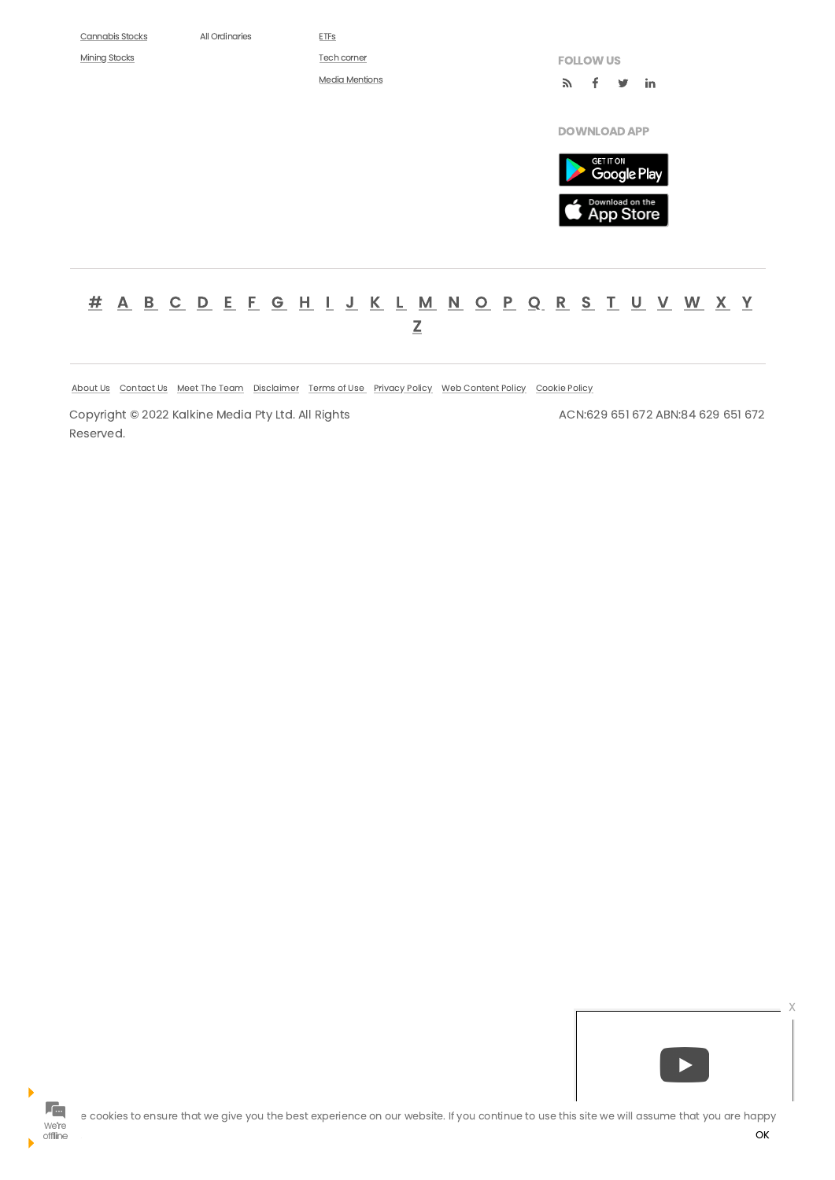Cannabis Stocks All Ordinaries ETFs

Mining Stocks Tech corner

Media Mentions

FOLLOW US

DOWNLOAD APP

# A B C D E F G H I J K L M N O P Q R S T U V W X Y Z

About Us Contact Us Meet The Team Disclaimer Terms of Use Privacy Policy Web Content Policy Cookie Policy

Copyright © 2022 Kalkine Media Pty Ltd. All Rights Reserved.

ACN:629 651 672 ABN:84 629 651 672

We're offline

e cookies to ensure that we give you the best experience on our website. If you continue to use this site we will assume that you are happy

OK